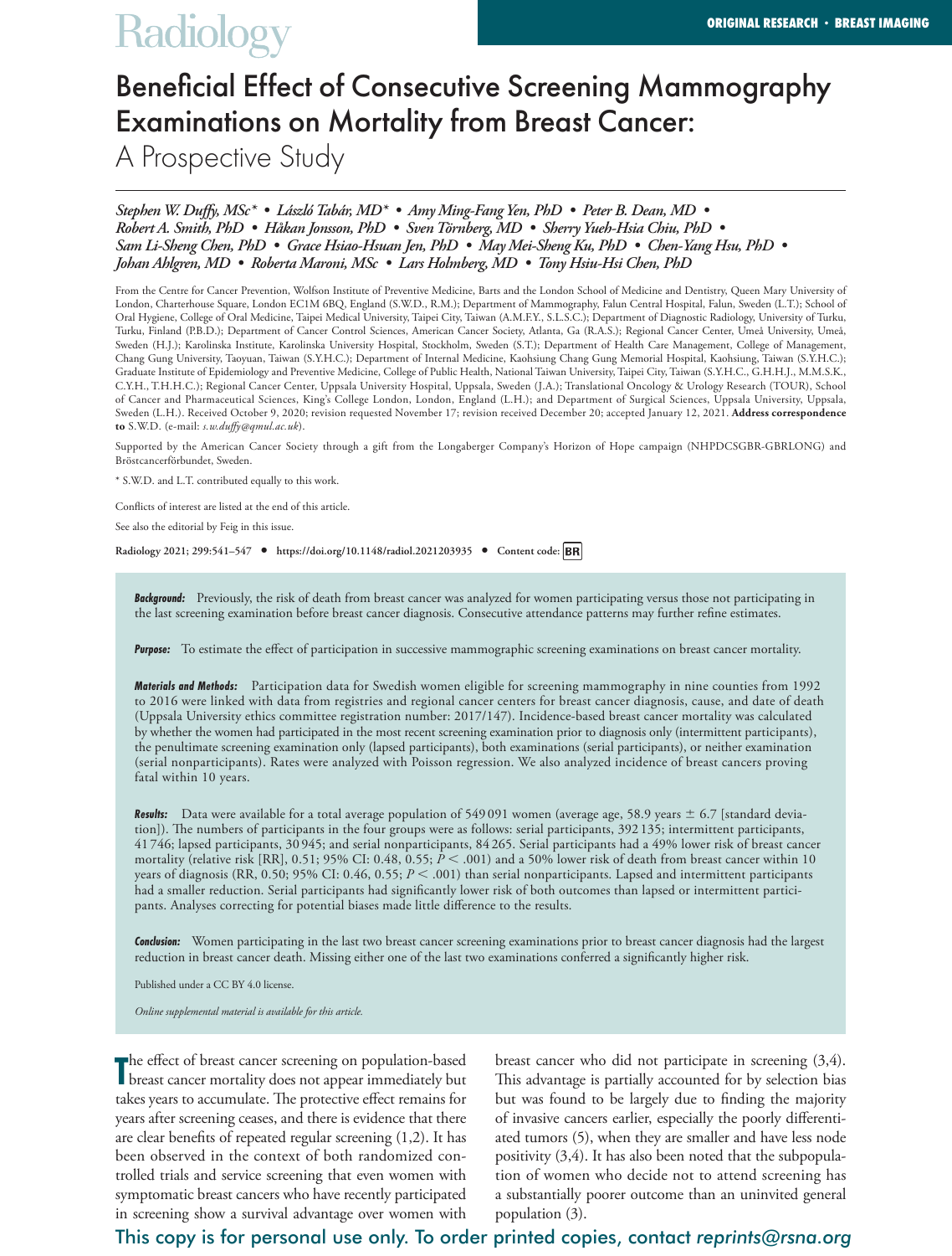ORIGINAL RESEARCH • BREAST IMAGING

# Beneficial Effect of Consecutive Screening Mammography Examinations on Mortality from Breast Cancer: A Prospective Study

*Stephen W. Duffy, MSc\* • László Tabár, MD\* • Amy Ming-Fang Yen, PhD • Peter B. Dean, MD • Robert A. Smith, PhD • Håkan Jonsson, PhD • Sven Törnberg, MD • Sherry Yueh-Hsia Chiu, PhD • Sam Li-Sheng Chen, PhD • Grace Hsiao-Hsuan Jen, PhD • May Mei-Sheng Ku, PhD • Chen-Yang Hsu, PhD • Johan Ahlgren, MD • Roberta Maroni, MSc • Lars Holmberg, MD • Tony Hsiu-Hsi Chen, PhD*

From the Centre for Cancer Prevention, Wolfson Institute of Preventive Medicine, Barts and the London School of Medicine and Dentistry, Queen Mary University of London, Charterhouse Square, London EC1M 6BQ, England (S.W.D., R.M.); Department of Mammography, Falun Central Hospital, Falun, Sweden (L.T.); School of Oral Hygiene, College of Oral Medicine, Taipei Medical University, Taipei City, Taiwan (A.M.F.Y., S.L.S.C.); Department of Diagnostic Radiology, University of Turku, Turku, Finland (P.B.D.); Department of Cancer Control Sciences, American Cancer Society, Atlanta, Ga (R.A.S.); Regional Cancer Center, Umeå University, Umeå, Sweden (H.J.); Karolinska Institute, Karolinska University Hospital, Stockholm, Sweden (S.T.); Department of Health Care Management, College of Management, Chang Gung University, Taoyuan, Taiwan (S.Y.H.C.); Department of Internal Medicine, Kaohsiung Chang Gung Memorial Hospital, Kaohsiung, Taiwan (S.Y.H.C.); Graduate Institute of Epidemiology and Preventive Medicine, College of Public Health, National Taiwan University, Taipei City, Taiwan (S.Y.H.C., G.H.H.J., M.M.S.K., C.Y.H., T.H.H.C.); Regional Cancer Center, Uppsala University Hospital, Uppsala, Sweden (J.A.); Translational Oncology & Urology Research (TOUR), School of Cancer and Pharmaceutical Sciences, King's College London, London, England (L.H.); and Department of Surgical Sciences, Uppsala University, Uppsala, Sweden (L.H.). Received October 9, 2020; revision requested November 17; revision received December 20; accepted January 12, 2021. **Address correspondence to** S.W.D. (e-mail: *s.w.duffy@qmul.ac.uk*).

Supported by the American Cancer Society through a gift from the Longaberger Company's Horizon of Hope campaign (NHPDCSGBR-GBRLONG) and Bröstcancerförbundet, Sweden.

\* S.W.D. and L.T. contributed equally to this work.

Conflicts of interest are listed at the end of this article.

See also the editorial by Feig in this issue.

Radiology 2021; 299:541–547 • https://doi.org/10.1148/radiol.2021203935 • Content code: **BR**

***Background:*** Previously, the risk of death from breast cancer was analyzed for women participating versus those not participating in the last screening examination before breast cancer diagnosis. Consecutive attendance patterns may further refine estimates.

***Purpose:*** To estimate the effect of participation in successive mammographic screening examinations on breast cancer mortality.

***Materials and Methods:*** Participation data for Swedish women eligible for screening mammography in nine counties from 1992 to 2016 were linked with data from registries and regional cancer centers for breast cancer diagnosis, cause, and date of death (Uppsala University ethics committee registration number: 2017/147). Incidence-based breast cancer mortality was calculated by whether the women had participated in the most recent screening examination prior to diagnosis only (intermittent participants), the penultimate screening examination only (lapsed participants), both examinations (serial participants), or neither examination (serial nonparticipants). Rates were analyzed with Poisson regression. We also analyzed incidence of breast cancers proving fatal within 10 years.

***Results:*** Data were available for a total average population of 549 091 women (average age, 58.9 years ± 6.7 [standard deviation]). The numbers of participants in the four groups were as follows: serial participants, 392 135; intermittent participants, 41 746; lapsed participants, 30 945; and serial nonparticipants, 84 265. Serial participants had a 49% lower risk of breast cancer mortality (relative risk [RR], 0.51; 95% CI: 0.48, 0.55; $P < .001$) and a 50% lower risk of death from breast cancer within 10 years of diagnosis (RR, 0.50; 95% CI: 0.46, 0.55; $P < .001$) than serial nonparticipants. Lapsed and intermittent participants had a smaller reduction. Serial participants had significantly lower risk of both outcomes than lapsed or intermittent participants. Analyses correcting for potential biases made little difference to the results.

***Conclusion:*** Women participating in the last two breast cancer screening examinations prior to breast cancer diagnosis had the largest reduction in breast cancer death. Missing either one of the last two examinations conferred a significantly higher risk.

Published under a CC BY 4.0 license.

*Online supplemental material is available for this article.*

The effect of breast cancer screening on population-based breast cancer mortality does not appear immediately but takes years to accumulate. The protective effect remains for years after screening ceases, and there is evidence that there are clear benefits of repeated regular screening (1,2). It has been observed in the context of both randomized controlled trials and service screening that even women with symptomatic breast cancers who have recently participated in screening show a survival advantage over women with breast cancer who did not participate in screening (3,4). This advantage is partially accounted for by selection bias but was found to be largely due to finding the majority of invasive cancers earlier, especially the poorly differentiated tumors (5), when they are smaller and have less node positivity (3,4). It has also been noted that the subpopulation of women who decide not to attend screening has a substantially poorer outcome than an uninvited general population (3).

This copy is for personal use only. To order printed copies, contact *reprints@rsna.org*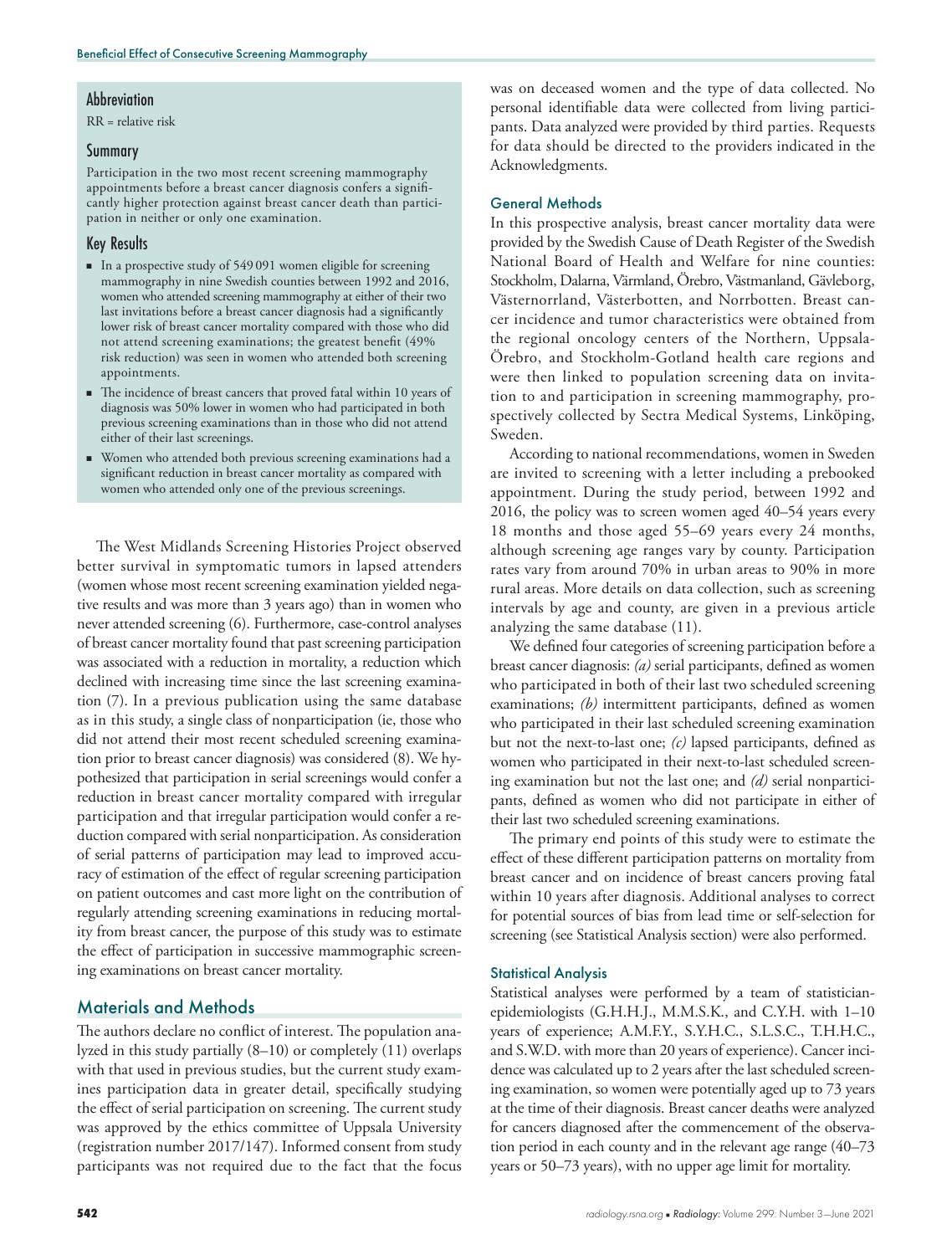## Abbreviation

RR = relative risk

## Summary

Participation in the two most recent screening mammography appointments before a breast cancer diagnosis confers a significantly higher protection against breast cancer death than participation in neither or only one examination.

## Key Results

- In a prospective study of 549 091 women eligible for screening mammography in nine Swedish counties between 1992 and 2016, women who attended screening mammography at either of their two last invitations before a breast cancer diagnosis had a significantly lower risk of breast cancer mortality compared with those who did not attend screening examinations; the greatest benefit (49% risk reduction) was seen in women who attended both screening appointments.
- The incidence of breast cancers that proved fatal within 10 years of diagnosis was 50% lower in women who had participated in both previous screening examinations than in those who did not attend either of their last screenings.
- Women who attended both previous screening examinations had a significant reduction in breast cancer mortality as compared with women who attended only one of the previous screenings.

The West Midlands Screening Histories Project observed better survival in symptomatic tumors in lapsed attenders (women whose most recent screening examination yielded negative results and was more than 3 years ago) than in women who never attended screening (6). Furthermore, case-control analyses of breast cancer mortality found that past screening participation was associated with a reduction in mortality, a reduction which declined with increasing time since the last screening examination (7). In a previous publication using the same database as in this study, a single class of nonparticipation (ie, those who did not attend their most recent scheduled screening examination prior to breast cancer diagnosis) was considered (8). We hypothesized that participation in serial screenings would confer a reduction in breast cancer mortality compared with irregular participation and that irregular participation would confer a reduction compared with serial nonparticipation. As consideration of serial patterns of participation may lead to improved accuracy of estimation of the effect of regular screening participation on patient outcomes and cast more light on the contribution of regularly attending screening examinations in reducing mortality from breast cancer, the purpose of this study was to estimate the effect of participation in successive mammographic screening examinations on breast cancer mortality.

## Materials and Methods

The authors declare no conflict of interest. The population analyzed in this study partially (8–10) or completely (11) overlaps with that used in previous studies, but the current study examines participation data in greater detail, specifically studying the effect of serial participation on screening. The current study was approved by the ethics committee of Uppsala University (registration number 2017/147). Informed consent from study participants was not required due to the fact that the focus was on deceased women and the type of data collected. No personal identifiable data were collected from living participants. Data analyzed were provided by third parties. Requests for data should be directed to the providers indicated in the Acknowledgments.

### General Methods

In this prospective analysis, breast cancer mortality data were provided by the Swedish Cause of Death Register of the Swedish National Board of Health and Welfare for nine counties: Stockholm, Dalarna, Värmland, Örebro, Västmanland, Gävleborg, Västernorrland, Västerbotten, and Norrbotten. Breast cancer incidence and tumor characteristics were obtained from the regional oncology centers of the Northern, Uppsala-Örebro, and Stockholm-Gotland health care regions and were then linked to population screening data on invitation to and participation in screening mammography, prospectively collected by Sectra Medical Systems, Linköping, Sweden.

According to national recommendations, women in Sweden are invited to screening with a letter including a prebooked appointment. During the study period, between 1992 and 2016, the policy was to screen women aged 40–54 years every 18 months and those aged 55–69 years every 24 months, although screening age ranges vary by county. Participation rates vary from around 70% in urban areas to 90% in more rural areas. More details on data collection, such as screening intervals by age and county, are given in a previous article analyzing the same database (11).

We defined four categories of screening participation before a breast cancer diagnosis: *(a)* serial participants, defined as women who participated in both of their last two scheduled screening examinations; *(b)* intermittent participants, defined as women who participated in their last scheduled screening examination but not the next-to-last one; *(c)* lapsed participants, defined as women who participated in their next-to-last scheduled screening examination but not the last one; and *(d)* serial nonparticipants, defined as women who did not participate in either of their last two scheduled screening examinations.

The primary end points of this study were to estimate the effect of these different participation patterns on mortality from breast cancer and on incidence of breast cancers proving fatal within 10 years after diagnosis. Additional analyses to correct for potential sources of bias from lead time or self-selection for screening (see Statistical Analysis section) were also performed.

### Statistical Analysis

Statistical analyses were performed by a team of statistician-epidemiologists (G.H.H.J., M.M.S.K., and C.Y.H. with 1–10 years of experience; A.M.F.Y., S.Y.H.C., S.L.S.C., T.H.H.C., and S.W.D. with more than 20 years of experience). Cancer incidence was calculated up to 2 years after the last scheduled screening examination, so women were potentially aged up to 73 years at the time of their diagnosis. Breast cancer deaths were analyzed for cancers diagnosed after the commencement of the observation period in each county and in the relevant age range (40–73 years or 50–73 years), with no upper age limit for mortality.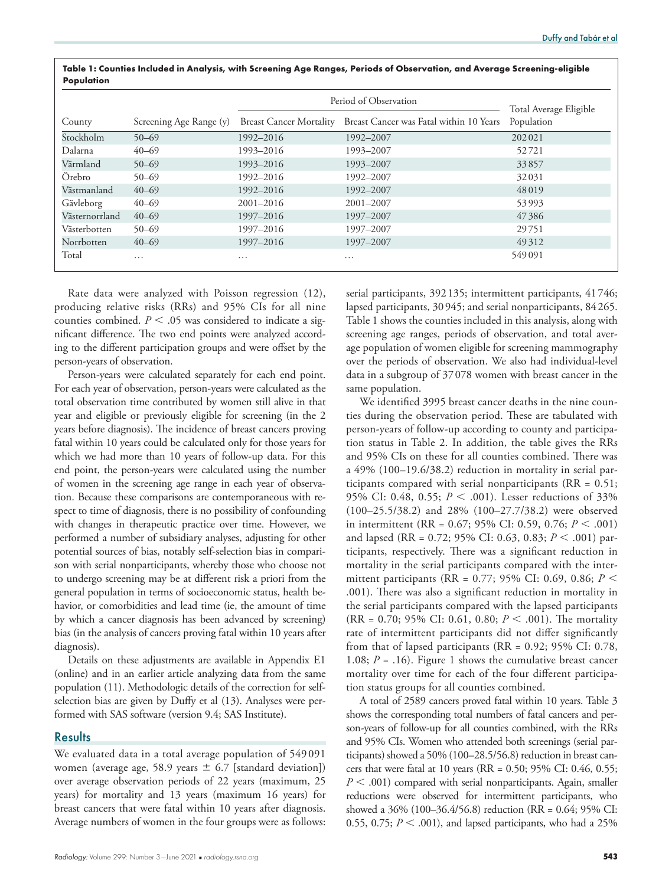**Table 1: Counties Included in Analysis, with Screening Age Ranges, Periods of Observation, and Average Screening-eligible Population**

| County | Screening Age Range (y) | Period of Observation | | Total Average Eligible Population |
|---|---|---|---|---|
| | | Breast Cancer Mortality | Breast Cancer was Fatal within 10 Years | |
| Stockholm | 50–69 | 1992–2016 | 1992–2007 | 202 021 |
| Dalarna | 40–69 | 1993–2016 | 1993–2007 | 52 721 |
| Värmland | 50–69 | 1993–2016 | 1993–2007 | 33 857 |
| Örebro | 50–69 | 1992–2016 | 1992–2007 | 32 031 |
| Västmanland | 40–69 | 1992–2016 | 1992–2007 | 48 019 |
| Gävleborg | 40–69 | 2001–2016 | 2001–2007 | 53 993 |
| Västernorrland | 40–69 | 1997–2016 | 1997–2007 | 47 386 |
| Västerbotten | 50–69 | 1997–2016 | 1997–2007 | 29 751 |
| Norrbotten | 40–69 | 1997–2016 | 1997–2007 | 49 312 |
| Total | … | … | … | 549 091 |

Rate data were analyzed with Poisson regression (12), producing relative risks (RRs) and 95% CIs for all nine counties combined. $P < .05$ was considered to indicate a significant difference. The two end points were analyzed according to the different participation groups and were offset by the person-years of observation.

Person-years were calculated separately for each end point. For each year of observation, person-years were calculated as the total observation time contributed by women still alive in that year and eligible or previously eligible for screening (in the 2 years before diagnosis). The incidence of breast cancers proving fatal within 10 years could be calculated only for those years for which we had more than 10 years of follow-up data. For this end point, the person-years were calculated using the number of women in the screening age range in each year of observation. Because these comparisons are contemporaneous with respect to time of diagnosis, there is no possibility of confounding with changes in therapeutic practice over time. However, we performed a number of subsidiary analyses, adjusting for other potential sources of bias, notably self-selection bias in comparison with serial nonparticipants, whereby those who choose not to undergo screening may be at different risk a priori from the general population in terms of socioeconomic status, health behavior, or comorbidities and lead time (ie, the amount of time by which a cancer diagnosis has been advanced by screening) bias (in the analysis of cancers proving fatal within 10 years after diagnosis).

Details on these adjustments are available in Appendix E1 (online) and in an earlier article analyzing data from the same population (11). Methodologic details of the correction for self-selection bias are given by Duffy et al (13). Analyses were performed with SAS software (version 9.4; SAS Institute).

## Results

We evaluated data in a total average population of 549 091 women (average age, 58.9 years ± 6.7 [standard deviation]) over average observation periods of 22 years (maximum, 25 years) for mortality and 13 years (maximum 16 years) for breast cancers that were fatal within 10 years after diagnosis. Average numbers of women in the four groups were as follows: serial participants, 392 135; intermittent participants, 41 746; lapsed participants, 30 945; and serial nonparticipants, 84 265. Table 1 shows the counties included in this analysis, along with screening age ranges, periods of observation, and total average population of women eligible for screening mammography over the periods of observation. We also had individual-level data in a subgroup of 37 078 women with breast cancer in the same population.

We identified 3995 breast cancer deaths in the nine counties during the observation period. These are tabulated with person-years of follow-up according to county and participation status in Table 2. In addition, the table gives the RRs and 95% CIs on these for all counties combined. There was a 49% (100–19.6/38.2) reduction in mortality in serial participants compared with serial nonparticipants (RR = 0.51; 95% CI: 0.48, 0.55; $P < .001$). Lesser reductions of 33% (100–25.5/38.2) and 28% (100–27.7/38.2) were observed in intermittent (RR = 0.67; 95% CI: 0.59, 0.76; $P < .001$) and lapsed (RR = 0.72; 95% CI: 0.63, 0.83; $P < .001$) participants, respectively. There was a significant reduction in mortality in the serial participants compared with the intermittent participants (RR = 0.77; 95% CI: 0.69, 0.86; $P < .001$). There was also a significant reduction in mortality in the serial participants compared with the lapsed participants (RR = 0.70; 95% CI: 0.61, 0.80; $P < .001$). The mortality rate of intermittent participants did not differ significantly from that of lapsed participants (RR = 0.92; 95% CI: 0.78, 1.08; $P = .16$). Figure 1 shows the cumulative breast cancer mortality over time for each of the four different participation status groups for all counties combined.

A total of 2589 cancers proved fatal within 10 years. Table 3 shows the corresponding total numbers of fatal cancers and person-years of follow-up for all counties combined, with the RRs and 95% CIs. Women who attended both screenings (serial participants) showed a 50% (100–28.5/56.8) reduction in breast cancers that were fatal at 10 years (RR = 0.50; 95% CI: 0.46, 0.55; $P < .001$) compared with serial nonparticipants. Again, smaller reductions were observed for intermittent participants, who showed a 36% (100–36.4/56.8) reduction (RR = 0.64; 95% CI: 0.55, 0.75; $P < .001$), and lapsed participants, who had a 25%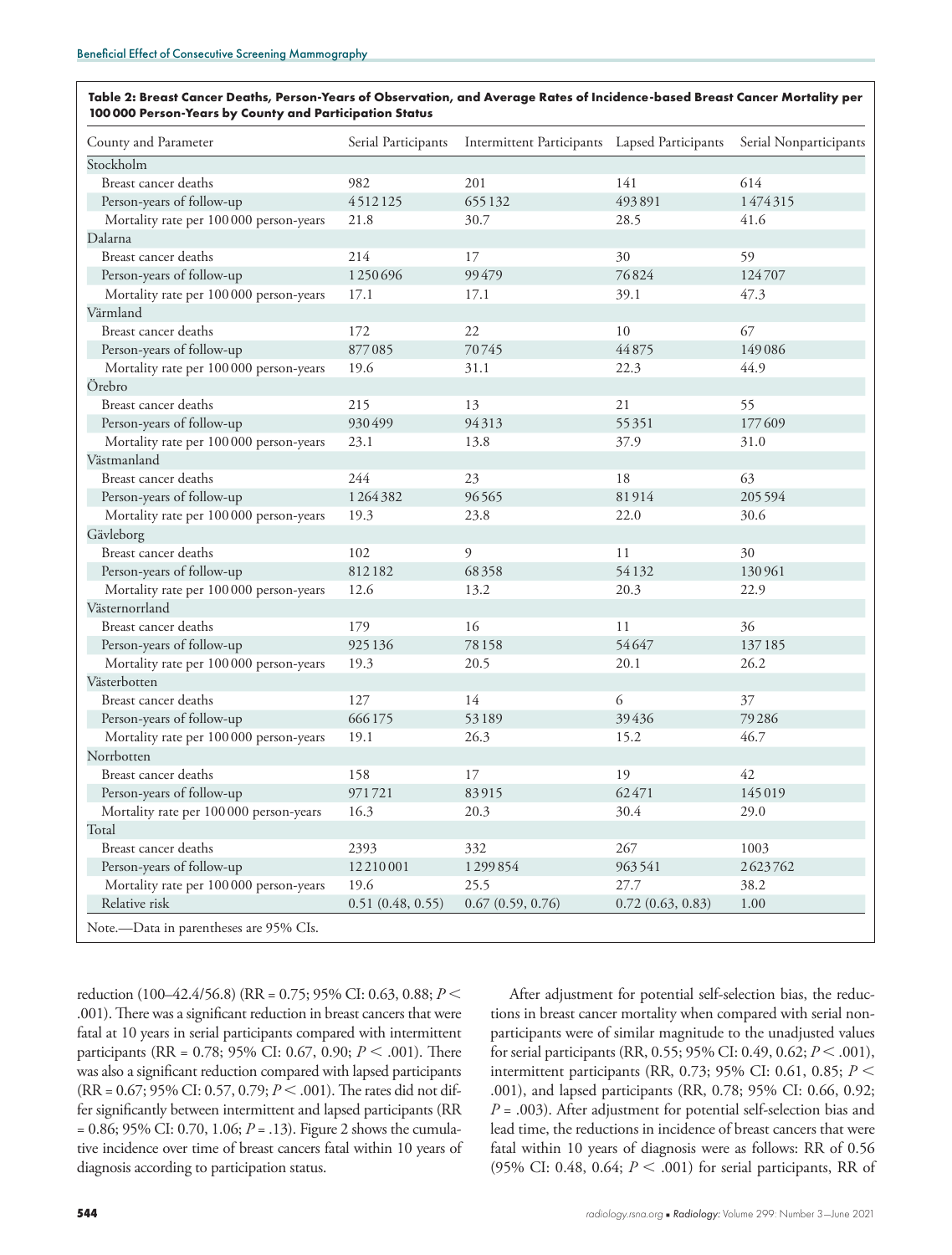**Table 2: Breast Cancer Deaths, Person-Years of Observation, and Average Rates of Incidence-based Breast Cancer Mortality per 100 000 Person-Years by County and Participation Status**

| County and Parameter | Serial Participants | Intermittent Participants | Lapsed Participants | Serial Nonparticipants |
|---|---|---|---|---|
| Stockholm | | | | |
| Breast cancer deaths | 982 | 201 | 141 | 614 |
| Person-years of follow-up | 4 512 125 | 655 132 | 493 891 | 1 474 315 |
| Mortality rate per 100 000 person-years | 21.8 | 30.7 | 28.5 | 41.6 |
| Dalarna | | | | |
| Breast cancer deaths | 214 | 17 | 30 | 59 |
| Person-years of follow-up | 1 250 696 | 99 479 | 76 824 | 124 707 |
| Mortality rate per 100 000 person-years | 17.1 | 17.1 | 39.1 | 47.3 |
| Värmland | | | | |
| Breast cancer deaths | 172 | 22 | 10 | 67 |
| Person-years of follow-up | 877 085 | 70 745 | 44 875 | 149 086 |
| Mortality rate per 100 000 person-years | 19.6 | 31.1 | 22.3 | 44.9 |
| Örebro | | | | |
| Breast cancer deaths | 215 | 13 | 21 | 55 |
| Person-years of follow-up | 930 499 | 94 313 | 55 351 | 177 609 |
| Mortality rate per 100 000 person-years | 23.1 | 13.8 | 37.9 | 31.0 |
| Västmanland | | | | |
| Breast cancer deaths | 244 | 23 | 18 | 63 |
| Person-years of follow-up | 1 264 382 | 96 565 | 81 914 | 205 594 |
| Mortality rate per 100 000 person-years | 19.3 | 23.8 | 22.0 | 30.6 |
| Gävleborg | | | | |
| Breast cancer deaths | 102 | 9 | 11 | 30 |
| Person-years of follow-up | 812 182 | 68 358 | 54 132 | 130 961 |
| Mortality rate per 100 000 person-years | 12.6 | 13.2 | 20.3 | 22.9 |
| Västernorrland | | | | |
| Breast cancer deaths | 179 | 16 | 11 | 36 |
| Person-years of follow-up | 925 136 | 78 158 | 54 647 | 137 185 |
| Mortality rate per 100 000 person-years | 19.3 | 20.5 | 20.1 | 26.2 |
| Västerbotten | | | | |
| Breast cancer deaths | 127 | 14 | 6 | 37 |
| Person-years of follow-up | 666 175 | 53 189 | 39 436 | 79 286 |
| Mortality rate per 100 000 person-years | 19.1 | 26.3 | 15.2 | 46.7 |
| Norrbotten | | | | |
| Breast cancer deaths | 158 | 17 | 19 | 42 |
| Person-years of follow-up | 971 721 | 83 915 | 62 471 | 145 019 |
| Mortality rate per 100 000 person-years | 16.3 | 20.3 | 30.4 | 29.0 |
| Total | | | | |
| Breast cancer deaths | 2393 | 332 | 267 | 1003 |
| Person-years of follow-up | 12 210 001 | 1 299 854 | 963 541 | 2 623 762 |
| Mortality rate per 100 000 person-years | 19.6 | 25.5 | 27.7 | 38.2 |
| Relative risk | 0.51 (0.48, 0.55) | 0.67 (0.59, 0.76) | 0.72 (0.63, 0.83) | 1.00 |

Note.—Data in parentheses are 95% CIs.

reduction (100–42.4/56.8) (RR = 0.75; 95% CI: 0.63, 0.88; $P < .001$). There was a significant reduction in breast cancers that were fatal at 10 years in serial participants compared with intermittent participants (RR = 0.78; 95% CI: 0.67, 0.90; $P < .001$). There was also a significant reduction compared with lapsed participants (RR = 0.67; 95% CI: 0.57, 0.79; $P < .001$). The rates did not differ significantly between intermittent and lapsed participants (RR = 0.86; 95% CI: 0.70, 1.06; $P = .13$). Figure 2 shows the cumulative incidence over time of breast cancers fatal within 10 years of diagnosis according to participation status.

After adjustment for potential self-selection bias, the reductions in breast cancer mortality when compared with serial nonparticipants were of similar magnitude to the unadjusted values for serial participants (RR, 0.55; 95% CI: 0.49, 0.62; $P < .001$), intermittent participants (RR, 0.73; 95% CI: 0.61, 0.85; $P < .001$), and lapsed participants (RR, 0.78; 95% CI: 0.66, 0.92; $P = .003$). After adjustment for potential self-selection bias and lead time, the reductions in incidence of breast cancers that were fatal within 10 years of diagnosis were as follows: RR of 0.56 (95% CI: 0.48, 0.64; $P < .001$) for serial participants, RR of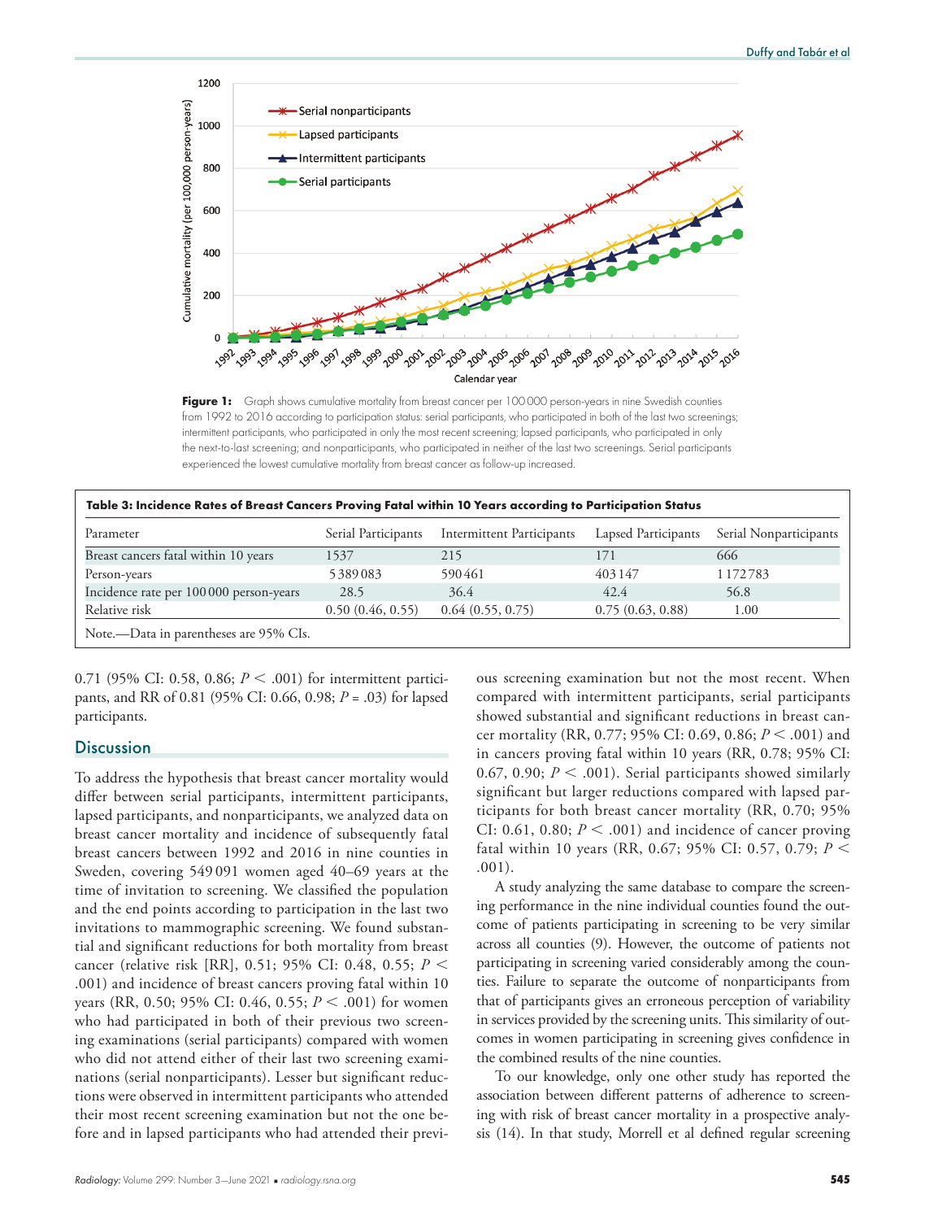**Figure 1:** Graph shows cumulative mortality from breast cancer per 100 000 person-years in nine Swedish counties from 1992 to 2016 according to participation status: serial participants, who participated in both of the last two screenings; intermittent participants, who participated in only the most recent screening; lapsed participants, who participated in only the next-to-last screening; and nonparticipants, who participated in neither of the last two screenings. Serial participants experienced the lowest cumulative mortality from breast cancer as follow-up increased.

**Table 3: Incidence Rates of Breast Cancers Proving Fatal within 10 Years according to Participation Status**

| Parameter | Serial Participants | Intermittent Participants | Lapsed Participants | Serial Nonparticipants |
|---|---|---|---|---|
| Breast cancers fatal within 10 years | 1537 | 215 | 171 | 666 |
| Person-years | 5 389 083 | 590 461 | 403 147 | 1 172 783 |
| Incidence rate per 100 000 person-years | 28.5 | 36.4 | 42.4 | 56.8 |
| Relative risk | 0.50 (0.46, 0.55) | 0.64 (0.55, 0.75) | 0.75 (0.63, 0.88) | 1.00 |

Note.—Data in parentheses are 95% CIs.

0.71 (95% CI: 0.58, 0.86; $P < .001$) for intermittent participants, and RR of 0.81 (95% CI: 0.66, 0.98; $P = .03$) for lapsed participants.

## Discussion

To address the hypothesis that breast cancer mortality would differ between serial participants, intermittent participants, lapsed participants, and nonparticipants, we analyzed data on breast cancer mortality and incidence of subsequently fatal breast cancers between 1992 and 2016 in nine counties in Sweden, covering 549 091 women aged 40–69 years at the time of invitation to screening. We classified the population and the end points according to participation in the last two invitations to mammographic screening. We found substantial and significant reductions for both mortality from breast cancer (relative risk [RR], 0.51; 95% CI: 0.48, 0.55; $P < .001$) and incidence of breast cancers proving fatal within 10 years (RR, 0.50; 95% CI: 0.46, 0.55; $P < .001$) for women who had participated in both of their previous two screening examinations (serial participants) compared with women who did not attend either of their last two screening examinations (serial nonparticipants). Lesser but significant reductions were observed in intermittent participants who attended their most recent screening examination but not the one before and in lapsed participants who had attended their previous screening examination but not the most recent. When compared with intermittent participants, serial participants showed substantial and significant reductions in breast cancer mortality (RR, 0.77; 95% CI: 0.69, 0.86; $P < .001$) and in cancers proving fatal within 10 years (RR, 0.78; 95% CI: 0.67, 0.90; $P < .001$). Serial participants showed similarly significant but larger reductions compared with lapsed participants for both breast cancer mortality (RR, 0.70; 95% CI: 0.61, 0.80; $P < .001$) and incidence of cancer proving fatal within 10 years (RR, 0.67; 95% CI: 0.57, 0.79; $P < .001$).

A study analyzing the same database to compare the screening performance in the nine individual counties found the outcome of patients participating in screening to be very similar across all counties (9). However, the outcome of patients not participating in screening varied considerably among the counties. Failure to separate the outcome of nonparticipants from that of participants gives an erroneous perception of variability in services provided by the screening units. This similarity of outcomes in women participating in screening gives confidence in the combined results of the nine counties.

To our knowledge, only one other study has reported the association between different patterns of adherence to screening with risk of breast cancer mortality in a prospective analysis (14). In that study, Morrell et al defined regular screening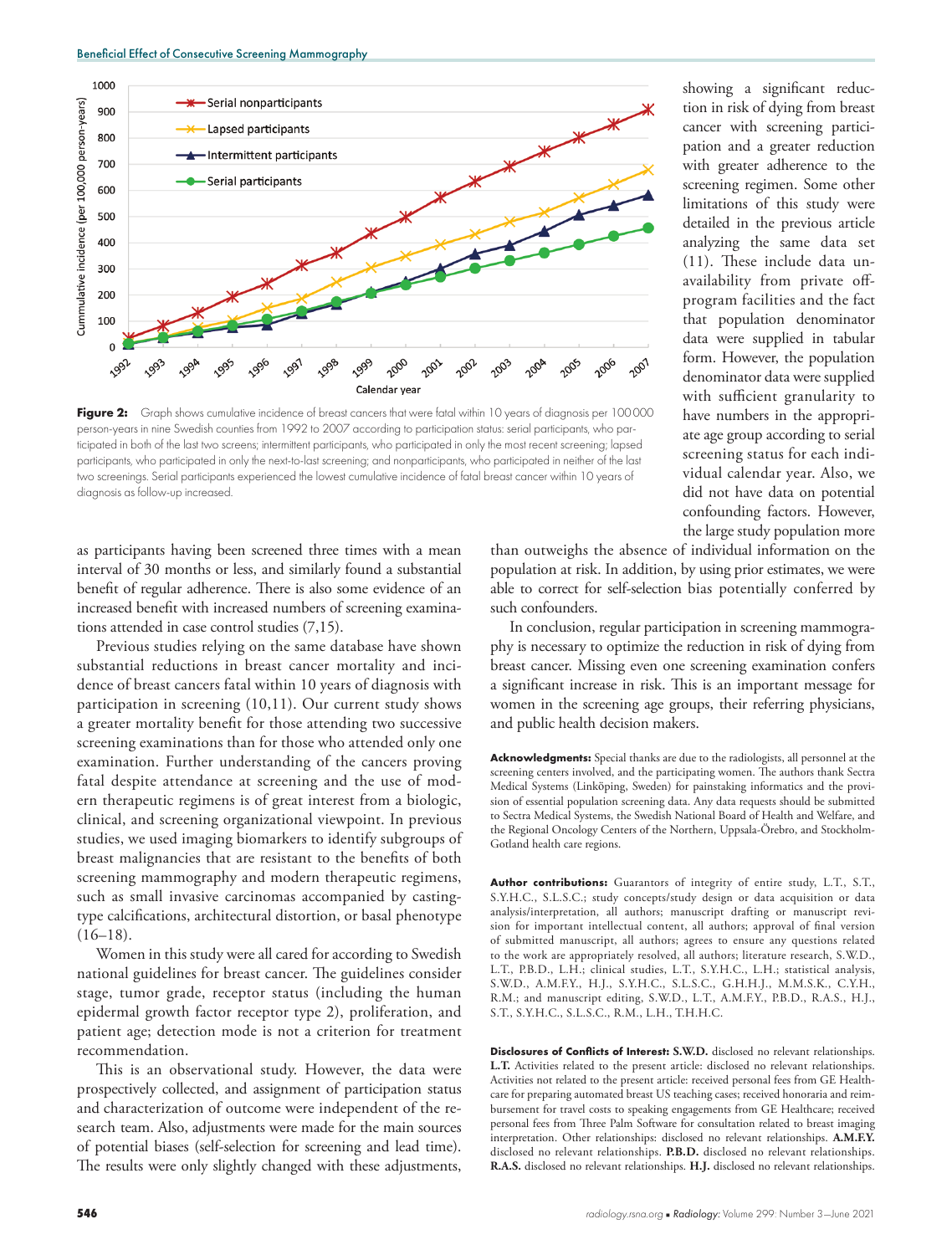**Figure 2:** Graph shows cumulative incidence of breast cancers that were fatal within 10 years of diagnosis per 100 000 person-years in nine Swedish counties from 1992 to 2007 according to participation status: serial participants, who participated in both of the last two screens; intermittent participants, who participated in only the most recent screening; lapsed participants, who participated in only the next-to-last screening; and nonparticipants, who participated in neither of the last two screenings. Serial participants experienced the lowest cumulative incidence of fatal breast cancer within 10 years of diagnosis as follow-up increased.

showing a significant reduction in risk of dying from breast cancer with screening participation and a greater reduction with greater adherence to the screening regimen. Some other limitations of this study were detailed in the previous article analyzing the same data set (11). These include data unavailability from private off-program facilities and the fact that population denominator data were supplied in tabular form. However, the population denominator data were supplied with sufficient granularity to have numbers in the appropriate age group according to serial screening status for each individual calendar year. Also, we did not have data on potential confounding factors. However, the large study population more than outweighs the absence of individual information on the population at risk. In addition, by using prior estimates, we were able to correct for self-selection bias potentially conferred by such confounders.

as participants having been screened three times with a mean interval of 30 months or less, and similarly found a substantial benefit of regular adherence. There is also some evidence of an increased benefit with increased numbers of screening examinations attended in case control studies (7,15).

Previous studies relying on the same database have shown substantial reductions in breast cancer mortality and incidence of breast cancers fatal within 10 years of diagnosis with participation in screening (10,11). Our current study shows a greater mortality benefit for those attending two successive screening examinations than for those who attended only one examination. Further understanding of the cancers proving fatal despite attendance at screening and the use of modern therapeutic regimens is of great interest from a biologic, clinical, and screening organizational viewpoint. In previous studies, we used imaging biomarkers to identify subgroups of breast malignancies that are resistant to the benefits of both screening mammography and modern therapeutic regimens, such as small invasive carcinomas accompanied by casting-type calcifications, architectural distortion, or basal phenotype (16–18).

Women in this study were all cared for according to Swedish national guidelines for breast cancer. The guidelines consider stage, tumor grade, receptor status (including the human epidermal growth factor receptor type 2), proliferation, and patient age; detection mode is not a criterion for treatment recommendation.

This is an observational study. However, the data were prospectively collected, and assignment of participation status and characterization of outcome were independent of the research team. Also, adjustments were made for the main sources of potential biases (self-selection for screening and lead time). The results were only slightly changed with these adjustments,

In conclusion, regular participation in screening mammography is necessary to optimize the reduction in risk of dying from breast cancer. Missing even one screening examination confers a significant increase in risk. This is an important message for women in the screening age groups, their referring physicians, and public health decision makers.

**Acknowledgments:** Special thanks are due to the radiologists, all personnel at the screening centers involved, and the participating women. The authors thank Sectra Medical Systems (Linköping, Sweden) for painstaking informatics and the provision of essential population screening data. Any data requests should be submitted to Sectra Medical Systems, the Swedish National Board of Health and Welfare, and the Regional Oncology Centers of the Northern, Uppsala-Örebro, and Stockholm-Gotland health care regions.

**Author contributions:** Guarantors of integrity of entire study, L.T., S.T., S.Y.H.C., S.L.S.C.; study concepts/study design or data acquisition or data analysis/interpretation, all authors; manuscript drafting or manuscript revision for important intellectual content, all authors; approval of final version of submitted manuscript, all authors; agrees to ensure any questions related to the work are appropriately resolved, all authors; literature research, S.W.D., L.T., P.B.D., L.H.; clinical studies, L.T., S.Y.H.C., L.H.; statistical analysis, S.W.D., A.M.F.Y., H.J., S.Y.H.C., S.L.S.C., G.H.H.J., M.M.S.K., C.Y.H., R.M.; and manuscript editing, S.W.D., L.T., A.M.F.Y., P.B.D., R.A.S., H.J., S.T., S.Y.H.C., S.L.S.C., R.M., L.H., T.H.H.C.

**Disclosures of Conflicts of Interest:** **S.W.D.** disclosed no relevant relationships. **L.T.** Activities related to the present article: disclosed no relevant relationships. Activities not related to the present article: received personal fees from GE Healthcare for preparing automated breast US teaching cases; received honoraria and reimbursement for travel costs to speaking engagements from GE Healthcare; received personal fees from Three Palm Software for consultation related to breast imaging interpretation. Other relationships: disclosed no relevant relationships. **A.M.F.Y.** disclosed no relevant relationships. **P.B.D.** disclosed no relevant relationships. **R.A.S.** disclosed no relevant relationships. **H.J.** disclosed no relevant relationships.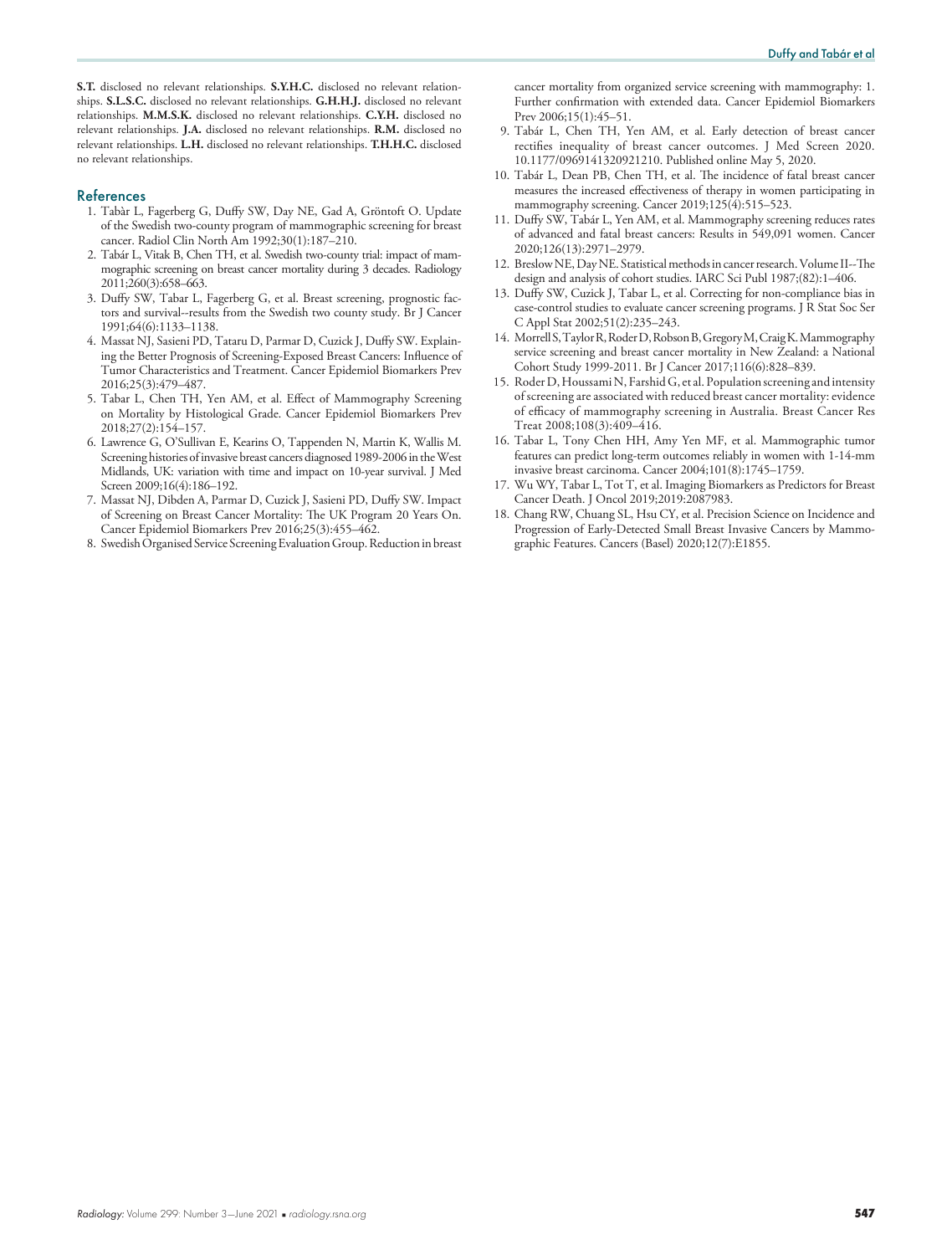**S.T.** disclosed no relevant relationships. **S.Y.H.C.** disclosed no relevant relationships. **S.L.S.C.** disclosed no relevant relationships. **G.H.H.J.** disclosed no relevant relationships. **M.M.S.K.** disclosed no relevant relationships. **C.Y.H.** disclosed no relevant relationships. **J.A.** disclosed no relevant relationships. **R.M.** disclosed no relevant relationships. **L.H.** disclosed no relevant relationships. **T.H.H.C.** disclosed no relevant relationships.

## References

1. Tabàr L, Fagerberg G, Duffy SW, Day NE, Gad A, Gröntoft O. Update of the Swedish two-county program of mammographic screening for breast cancer. Radiol Clin North Am 1992;30(1):187–210.
2. Tabár L, Vitak B, Chen TH, et al. Swedish two-county trial: impact of mammographic screening on breast cancer mortality during 3 decades. Radiology 2011;260(3):658–663.
3. Duffy SW, Tabar L, Fagerberg G, et al. Breast screening, prognostic factors and survival--results from the Swedish two county study. Br J Cancer 1991;64(6):1133–1138.
4. Massat NJ, Sasieni PD, Tataru D, Parmar D, Cuzick J, Duffy SW. Explaining the Better Prognosis of Screening-Exposed Breast Cancers: Influence of Tumor Characteristics and Treatment. Cancer Epidemiol Biomarkers Prev 2016;25(3):479–487.
5. Tabar L, Chen TH, Yen AM, et al. Effect of Mammography Screening on Mortality by Histological Grade. Cancer Epidemiol Biomarkers Prev 2018;27(2):154–157.
6. Lawrence G, O'Sullivan E, Kearins O, Tappenden N, Martin K, Wallis M. Screening histories of invasive breast cancers diagnosed 1989-2006 in the West Midlands, UK: variation with time and impact on 10-year survival. J Med Screen 2009;16(4):186–192.
7. Massat NJ, Dibden A, Parmar D, Cuzick J, Sasieni PD, Duffy SW. Impact of Screening on Breast Cancer Mortality: The UK Program 20 Years On. Cancer Epidemiol Biomarkers Prev 2016;25(3):455–462.
8. Swedish Organised Service Screening Evaluation Group. Reduction in breast cancer mortality from organized service screening with mammography: 1. Further confirmation with extended data. Cancer Epidemiol Biomarkers Prev 2006;15(1):45–51.
9. Tabár L, Chen TH, Yen AM, et al. Early detection of breast cancer rectifies inequality of breast cancer outcomes. J Med Screen 2020. 10.1177/0969141320921210. Published online May 5, 2020.
10. Tabár L, Dean PB, Chen TH, et al. The incidence of fatal breast cancer measures the increased effectiveness of therapy in women participating in mammography screening. Cancer 2019;125(4):515–523.
11. Duffy SW, Tabár L, Yen AM, et al. Mammography screening reduces rates of advanced and fatal breast cancers: Results in 549,091 women. Cancer 2020;126(13):2971–2979.
12. Breslow NE, Day NE. Statistical methods in cancer research. Volume II--The design and analysis of cohort studies. IARC Sci Publ 1987;(82):1–406.
13. Duffy SW, Cuzick J, Tabar L, et al. Correcting for non-compliance bias in case-control studies to evaluate cancer screening programs. J R Stat Soc Ser C Appl Stat 2002;51(2):235–243.
14. Morrell S, Taylor R, Roder D, Robson B, Gregory M, Craig K. Mammography service screening and breast cancer mortality in New Zealand: a National Cohort Study 1999-2011. Br J Cancer 2017;116(6):828–839.
15. Roder D, Houssami N, Farshid G, et al. Population screening and intensity of screening are associated with reduced breast cancer mortality: evidence of efficacy of mammography screening in Australia. Breast Cancer Res Treat 2008;108(3):409–416.
16. Tabar L, Tony Chen HH, Amy Yen MF, et al. Mammographic tumor features can predict long-term outcomes reliably in women with 1-14-mm invasive breast carcinoma. Cancer 2004;101(8):1745–1759.
17. Wu WY, Tabar L, Tot T, et al. Imaging Biomarkers as Predictors for Breast Cancer Death. J Oncol 2019;2019:2087983.
18. Chang RW, Chuang SL, Hsu CY, et al. Precision Science on Incidence and Progression of Early-Detected Small Breast Invasive Cancers by Mammographic Features. Cancers (Basel) 2020;12(7):E1855.